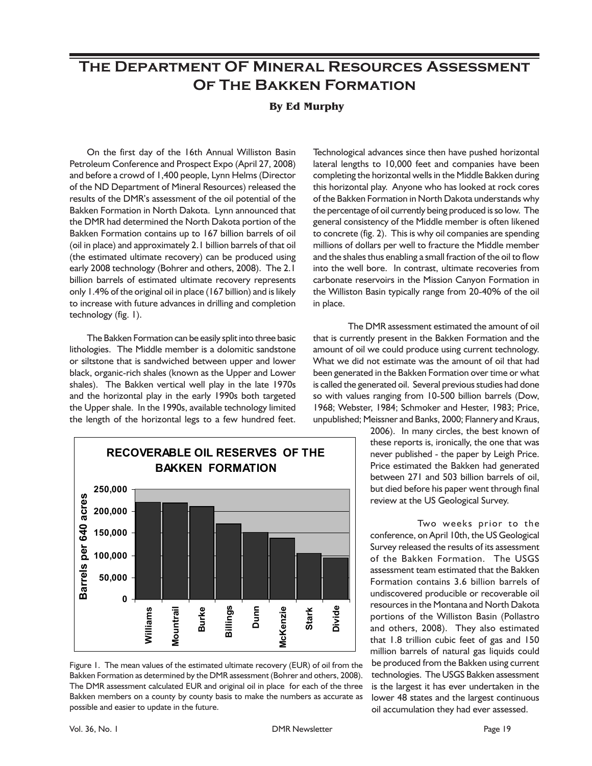# The Department OF Mineral Resources Assessment Of The Bakken Formation

**By Ed Murphy**

On the first day of the 16th Annual Williston Basin Petroleum Conference and Prospect Expo (April 27, 2008) and before a crowd of 1,400 people, Lynn Helms (Director of the ND Department of Mineral Resources) released the results of the DMR's assessment of the oil potential of the Bakken Formation in North Dakota. Lynn announced that the DMR had determined the North Dakota portion of the Bakken Formation contains up to 167 billion barrels of oil (oil in place) and approximately 2.1 billion barrels of that oil (the estimated ultimate recovery) can be produced using early 2008 technology (Bohrer and others, 2008). The 2.1 billion barrels of estimated ultimate recovery represents only 1.4% of the original oil in place (167 billion) and is likely to increase with future advances in drilling and completion technology (fig. 1).

The Bakken Formation can be easily split into three basic lithologies. The Middle member is a dolomitic sandstone or siltstone that is sandwiched between upper and lower black, organic-rich shales (known as the Upper and Lower shales). The Bakken vertical well play in the late 1970s and the horizontal play in the early 1990s both targeted the Upper shale. In the 1990s, available technology limited the length of the horizontal legs to a few hundred feet. Technological advances since then have pushed horizontal lateral lengths to 10,000 feet and companies have been completing the horizontal wells in the Middle Bakken during this horizontal play. Anyone who has looked at rock cores of the Bakken Formation in North Dakota understands why the percentage of oil currently being produced is so low. The general consistency of the Middle member is often likened to concrete (fig. 2). This is why oil companies are spending millions of dollars per well to fracture the Middle member and the shales thus enabling a small fraction of the oil to flow into the well bore. In contrast, ultimate recoveries from carbonate reservoirs in the Mission Canyon Formation in the Williston Basin typically range from 20-40% of the oil in place.

The DMR assessment estimated the amount of oil that is currently present in the Bakken Formation and the amount of oil we could produce using current technology. What we did not estimate was the amount of oil that had been generated in the Bakken Formation over time or what is called the generated oil. Several previous studies had done so with values ranging from 10-500 billion barrels (Dow, 1968; Webster, 1984; Schmoker and Hester, 1983; Price, unpublished; Meissner and Banks, 2000; Flannery and Kraus, 2006). In many circles, the best known of these reports is, ironically, the one that was never published - the paper by Leigh Price. Price estimated the Bakken had generated between 271 and 503 billion barrels of oil, but died before his paper went through final review at the US Geological Survey.

**RECOVERABLE OIL RESERVES OF THE BAKKEN FORMATION**

Barrels per 640 acres (approximate values read from chart)

| County | Barrels per 640 acres |
|---|---|
| Williams | ~220,000 |
| Mountrail | ~218,000 |
| Burke | ~210,000 |
| Billings | ~171,000 |
| Dunn | ~152,000 |
| McKenzie | ~139,000 |
| Stark | ~105,000 |
| Divide | ~95,000 |

Figure 1. The mean values of the estimated ultimate recovery (EUR) of oil from the Bakken Formation as determined by the DMR assessment (Bohrer and others, 2008). The DMR assessment calculated EUR and original oil in place for each of the three Bakken members on a county by county basis to make the numbers as accurate as possible and easier to update in the future.

Two weeks prior to the conference, on April 10th, the US Geological Survey released the results of its assessment of the Bakken Formation. The USGS assessment team estimated that the Bakken Formation contains 3.6 billion barrels of undiscovered producible or recoverable oil resources in the Montana and North Dakota portions of the Williston Basin (Pollastro and others, 2008). They also estimated that 1.8 trillion cubic feet of gas and 150 million barrels of natural gas liquids could be produced from the Bakken using current technologies. The USGS Bakken assessment is the largest it has ever undertaken in the lower 48 states and the largest continuous oil accumulation they had ever assessed.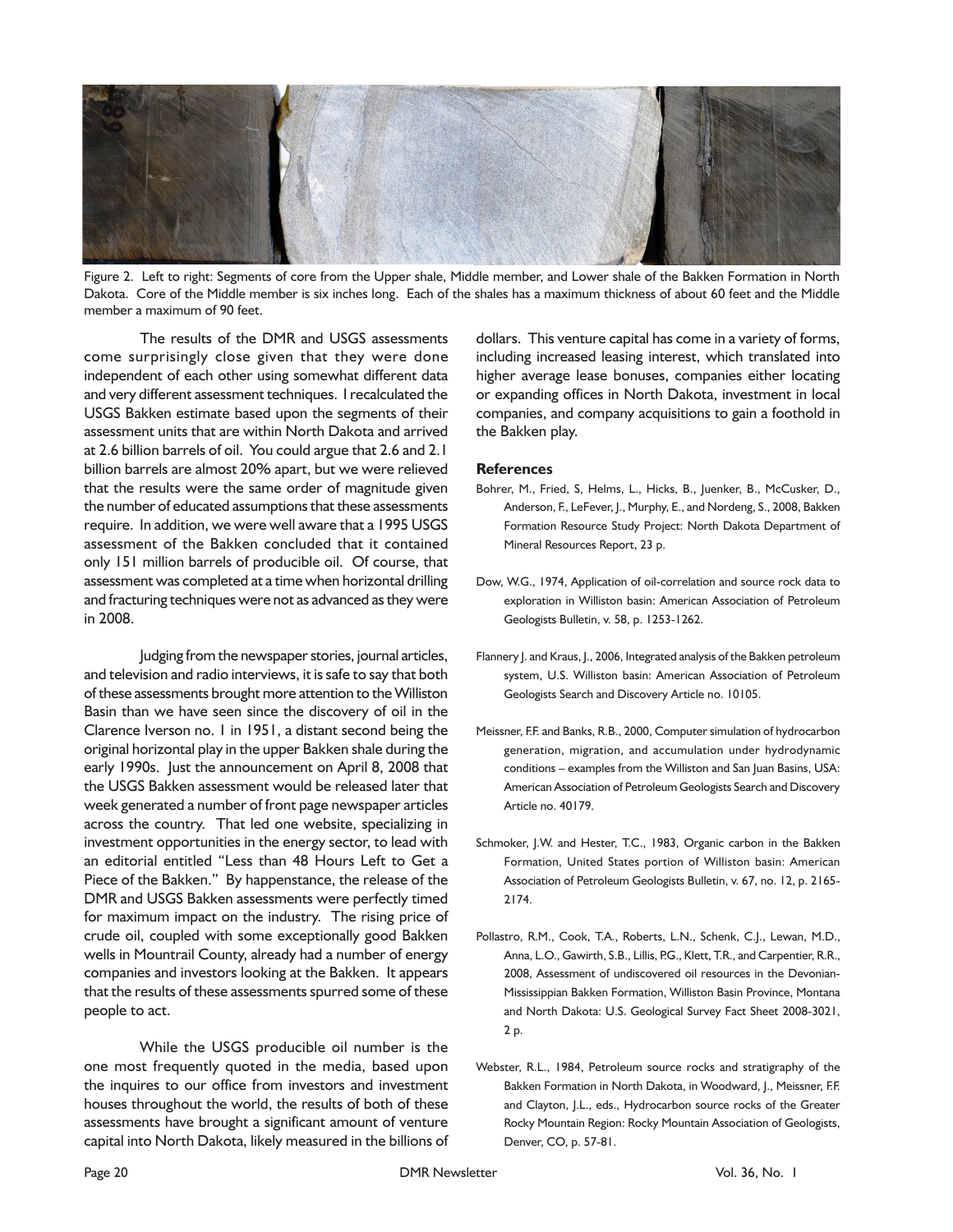Figure 2. Left to right: Segments of core from the Upper shale, Middle member, and Lower shale of the Bakken Formation in North Dakota. Core of the Middle member is six inches long. Each of the shales has a maximum thickness of about 60 feet and the Middle member a maximum of 90 feet.

The results of the DMR and USGS assessments come surprisingly close given that they were done independent of each other using somewhat different data and very different assessment techniques. I recalculated the USGS Bakken estimate based upon the segments of their assessment units that are within North Dakota and arrived at 2.6 billion barrels of oil. You could argue that 2.6 and 2.1 billion barrels are almost 20% apart, but we were relieved that the results were the same order of magnitude given the number of educated assumptions that these assessments require. In addition, we were well aware that a 1995 USGS assessment of the Bakken concluded that it contained only 151 million barrels of producible oil. Of course, that assessment was completed at a time when horizontal drilling and fracturing techniques were not as advanced as they were in 2008.

Judging from the newspaper stories, journal articles, and television and radio interviews, it is safe to say that both of these assessments brought more attention to the Williston Basin than we have seen since the discovery of oil in the Clarence Iverson no. 1 in 1951, a distant second being the original horizontal play in the upper Bakken shale during the early 1990s. Just the announcement on April 8, 2008 that the USGS Bakken assessment would be released later that week generated a number of front page newspaper articles across the country. That led one website, specializing in investment opportunities in the energy sector, to lead with an editorial entitled "Less than 48 Hours Left to Get a Piece of the Bakken." By happenstance, the release of the DMR and USGS Bakken assessments were perfectly timed for maximum impact on the industry. The rising price of crude oil, coupled with some exceptionally good Bakken wells in Mountrail County, already had a number of energy companies and investors looking at the Bakken. It appears that the results of these assessments spurred some of these people to act.

While the USGS producible oil number is the one most frequently quoted in the media, based upon the inquires to our office from investors and investment houses throughout the world, the results of both of these assessments have brought a significant amount of venture capital into North Dakota, likely measured in the billions of dollars. This venture capital has come in a variety of forms, including increased leasing interest, which translated into higher average lease bonuses, companies either locating or expanding offices in North Dakota, investment in local companies, and company acquisitions to gain a foothold in the Bakken play.

### References

Bohrer, M., Fried, S, Helms, L., Hicks, B., Juenker, B., McCusker, D., Anderson, F., LeFever, J., Murphy, E., and Nordeng, S., 2008, Bakken Formation Resource Study Project: North Dakota Department of Mineral Resources Report, 23 p.

Dow, W.G., 1974, Application of oil-correlation and source rock data to exploration in Williston basin: American Association of Petroleum Geologists Bulletin, v. 58, p. 1253-1262.

Flannery J. and Kraus, J., 2006, Integrated analysis of the Bakken petroleum system, U.S. Williston basin: American Association of Petroleum Geologists Search and Discovery Article no. 10105.

Meissner, F.F. and Banks, R.B., 2000, Computer simulation of hydrocarbon generation, migration, and accumulation under hydrodynamic conditions – examples from the Williston and San Juan Basins, USA: American Association of Petroleum Geologists Search and Discovery Article no. 40179.

Schmoker, J.W. and Hester, T.C., 1983, Organic carbon in the Bakken Formation, United States portion of Williston basin: American Association of Petroleum Geologists Bulletin, v. 67, no. 12, p. 2165-2174.

Pollastro, R.M., Cook, T.A., Roberts, L.N., Schenk, C.J., Lewan, M.D., Anna, L.O., Gawirth, S.B., Lillis, P.G., Klett, T.R., and Carpentier, R.R., 2008, Assessment of undiscovered oil resources in the Devonian-Mississippian Bakken Formation, Williston Basin Province, Montana and North Dakota: U.S. Geological Survey Fact Sheet 2008-3021, 2 p.

Webster, R.L., 1984, Petroleum source rocks and stratigraphy of the Bakken Formation in North Dakota, in Woodward, J., Meissner, F.F. and Clayton, J.L., eds., Hydrocarbon source rocks of the Greater Rocky Mountain Region: Rocky Mountain Association of Geologists, Denver, CO, p. 57-81.